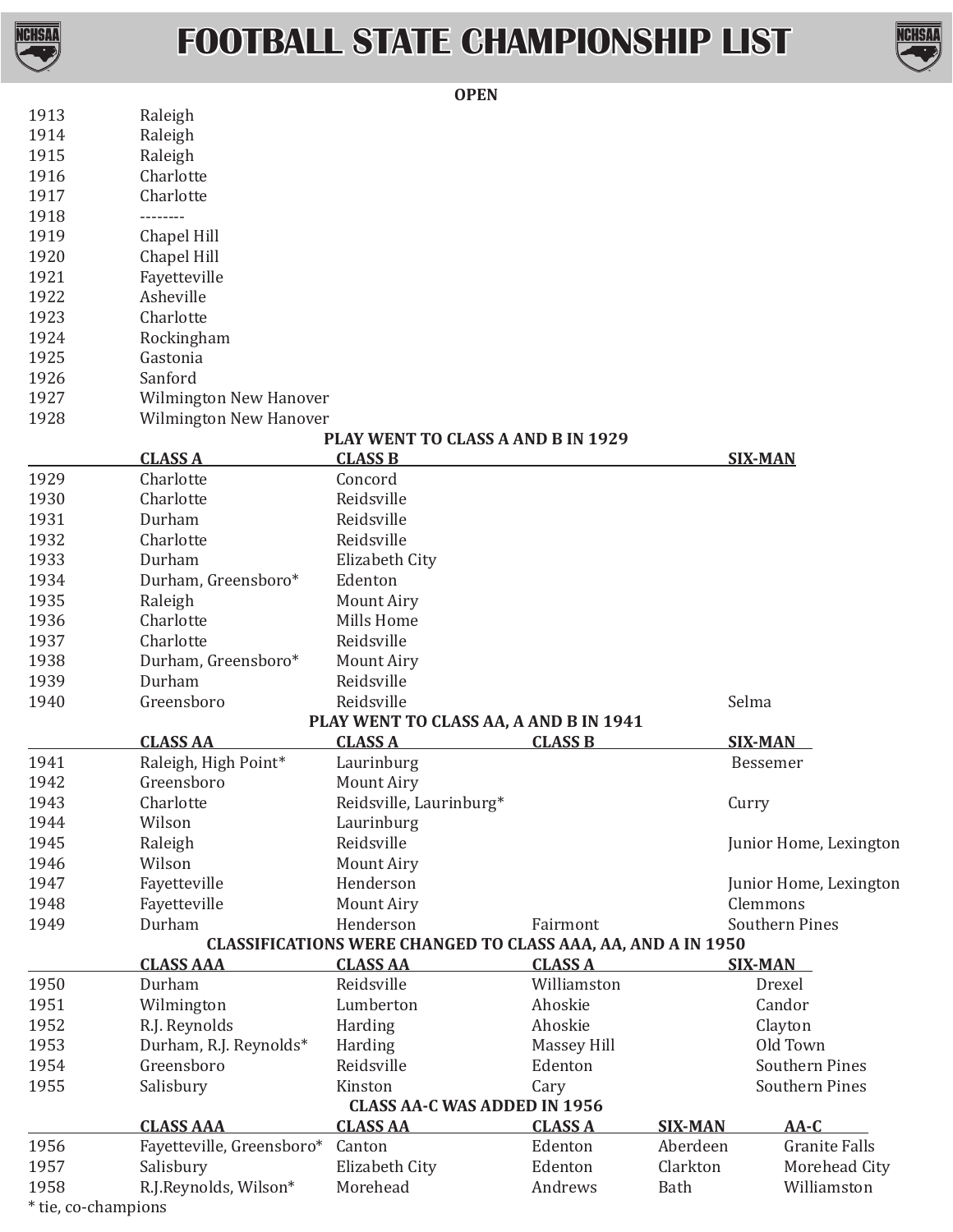# FOOTBALL STATE CHAMPIONSHIP LIST

**OPEN**

| Year | Champion |
|---|---|
| 1913 | Raleigh |
| 1914 | Raleigh |
| 1915 | Raleigh |
| 1916 | Charlotte |
| 1917 | Charlotte |
| 1918 | -------- |
| 1919 | Chapel Hill |
| 1920 | Chapel Hill |
| 1921 | Fayetteville |
| 1922 | Asheville |
| 1923 | Charlotte |
| 1924 | Rockingham |
| 1925 | Gastonia |
| 1926 | Sanford |
| 1927 | Wilmington New Hanover |
| 1928 | Wilmington New Hanover |

**PLAY WENT TO CLASS A AND B IN 1929**

| | CLASS A | CLASS B | SIX-MAN |
|---|---|---|---|
| 1929 | Charlotte | Concord | |
| 1930 | Charlotte | Reidsville | |
| 1931 | Durham | Reidsville | |
| 1932 | Charlotte | Reidsville | |
| 1933 | Durham | Elizabeth City | |
| 1934 | Durham, Greensboro* | Edenton | |
| 1935 | Raleigh | Mount Airy | |
| 1936 | Charlotte | Mills Home | |
| 1937 | Charlotte | Reidsville | |
| 1938 | Durham, Greensboro* | Mount Airy | |
| 1939 | Durham | Reidsville | |
| 1940 | Greensboro | Reidsville | Selma |

**PLAY WENT TO CLASS AA, A AND B IN 1941**

| | CLASS AA | CLASS A | CLASS B | SIX-MAN |
|---|---|---|---|---|
| 1941 | Raleigh, High Point* | Laurinburg | | Bessemer |
| 1942 | Greensboro | Mount Airy | | |
| 1943 | Charlotte | Reidsville, Laurinburg* | | Curry |
| 1944 | Wilson | Laurinburg | | |
| 1945 | Raleigh | Reidsville | | Junior Home, Lexington |
| 1946 | Wilson | Mount Airy | | |
| 1947 | Fayetteville | Henderson | | Junior Home, Lexington |
| 1948 | Fayetteville | Mount Airy | | Clemmons |
| 1949 | Durham | Henderson | Fairmont | Southern Pines |

**CLASSIFICATIONS WERE CHANGED TO CLASS AAA, AA, AND A IN 1950**

| | CLASS AAA | CLASS AA | CLASS A | SIX-MAN |
|---|---|---|---|---|
| 1950 | Durham | Reidsville | Williamston | Drexel |
| 1951 | Wilmington | Lumberton | Ahoskie | Candor |
| 1952 | R.J. Reynolds | Harding | Ahoskie | Clayton |
| 1953 | Durham, R.J. Reynolds* | Harding | Massey Hill | Old Town |
| 1954 | Greensboro | Reidsville | Edenton | Southern Pines |
| 1955 | Salisbury | Kinston | Cary | Southern Pines |

**CLASS AA-C WAS ADDED IN 1956**

| | CLASS AAA | CLASS AA | CLASS A | SIX-MAN | AA-C |
|---|---|---|---|---|---|
| 1956 | Fayetteville, Greensboro* | Canton | Edenton | Aberdeen | Granite Falls |
| 1957 | Salisbury | Elizabeth City | Edenton | Clarkton | Morehead City |
| 1958 | R.J.Reynolds, Wilson* | Morehead | Andrews | Bath | Williamston |

\* tie, co-champions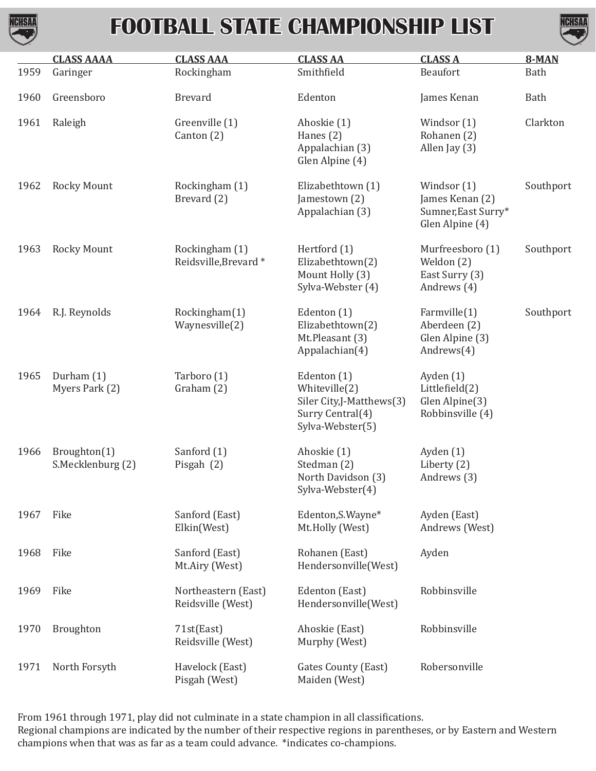# FOOTBALL STATE CHAMPIONSHIP LIST

| | CLASS AAAA | CLASS AAA | CLASS AA | CLASS A | 8-MAN |
|---|---|---|---|---|---|
| 1959 | Garinger | Rockingham | Smithfield | Beaufort | Bath |
| 1960 | Greensboro | Brevard | Edenton | James Kenan | Bath |
| 1961 | Raleigh | Greenville (1)<br>Canton (2) | Ahoskie (1)<br>Hanes (2)<br>Appalachian (3)<br>Glen Alpine (4) | Windsor (1)<br>Rohanen (2)<br>Allen Jay (3) | Clarkton |
| 1962 | Rocky Mount | Rockingham (1)<br>Brevard (2) | Elizabethtown (1)<br>Jamestown (2)<br>Appalachian (3) | Windsor (1)<br>James Kenan (2)<br>Sumner,East Surry*<br>Glen Alpine (4) | Southport |
| 1963 | Rocky Mount | Rockingham (1)<br>Reidsville,Brevard * | Hertford (1)<br>Elizabethtown(2)<br>Mount Holly (3)<br>Sylva-Webster (4) | Murfreesboro (1)<br>Weldon (2)<br>East Surry (3)<br>Andrews (4) | Southport |
| 1964 | R.J. Reynolds | Rockingham(1)<br>Waynesville(2) | Edenton (1)<br>Elizabethtown(2)<br>Mt.Pleasant (3)<br>Appalachian(4) | Farmville(1)<br>Aberdeen (2)<br>Glen Alpine (3)<br>Andrews(4) | Southport |
| 1965 | Durham (1)<br>Myers Park (2) | Tarboro (1)<br>Graham (2) | Edenton (1)<br>Whiteville(2)<br>Siler City,J-Matthews(3)<br>Surry Central(4)<br>Sylva-Webster(5) | Ayden (1)<br>Littlefield(2)<br>Glen Alpine(3)<br>Robbinsville (4) | |
| 1966 | Broughton(1)<br>S.Mecklenburg (2) | Sanford (1)<br>Pisgah (2) | Ahoskie (1)<br>Stedman (2)<br>North Davidson (3)<br>Sylva-Webster(4) | Ayden (1)<br>Liberty (2)<br>Andrews (3) | |
| 1967 | Fike | Sanford (East)<br>Elkin(West) | Edenton,S.Wayne*<br>Mt.Holly (West) | Ayden (East)<br>Andrews (West) | |
| 1968 | Fike | Sanford (East)<br>Mt.Airy (West) | Rohanen (East)<br>Hendersonville(West) | Ayden | |
| 1969 | Fike | Northeastern (East)<br>Reidsville (West) | Edenton (East)<br>Hendersonville(West) | Robbinsville | |
| 1970 | Broughton | 71st(East)<br>Reidsville (West) | Ahoskie (East)<br>Murphy (West) | Robbinsville | |
| 1971 | North Forsyth | Havelock (East)<br>Pisgah (West) | Gates County (East)<br>Maiden (West) | Robersonville | |

From 1961 through 1971, play did not culminate in a state champion in all classifications.
Regional champions are indicated by the number of their respective regions in parentheses, or by Eastern and Western champions when that was as far as a team could advance. *indicates co-champions.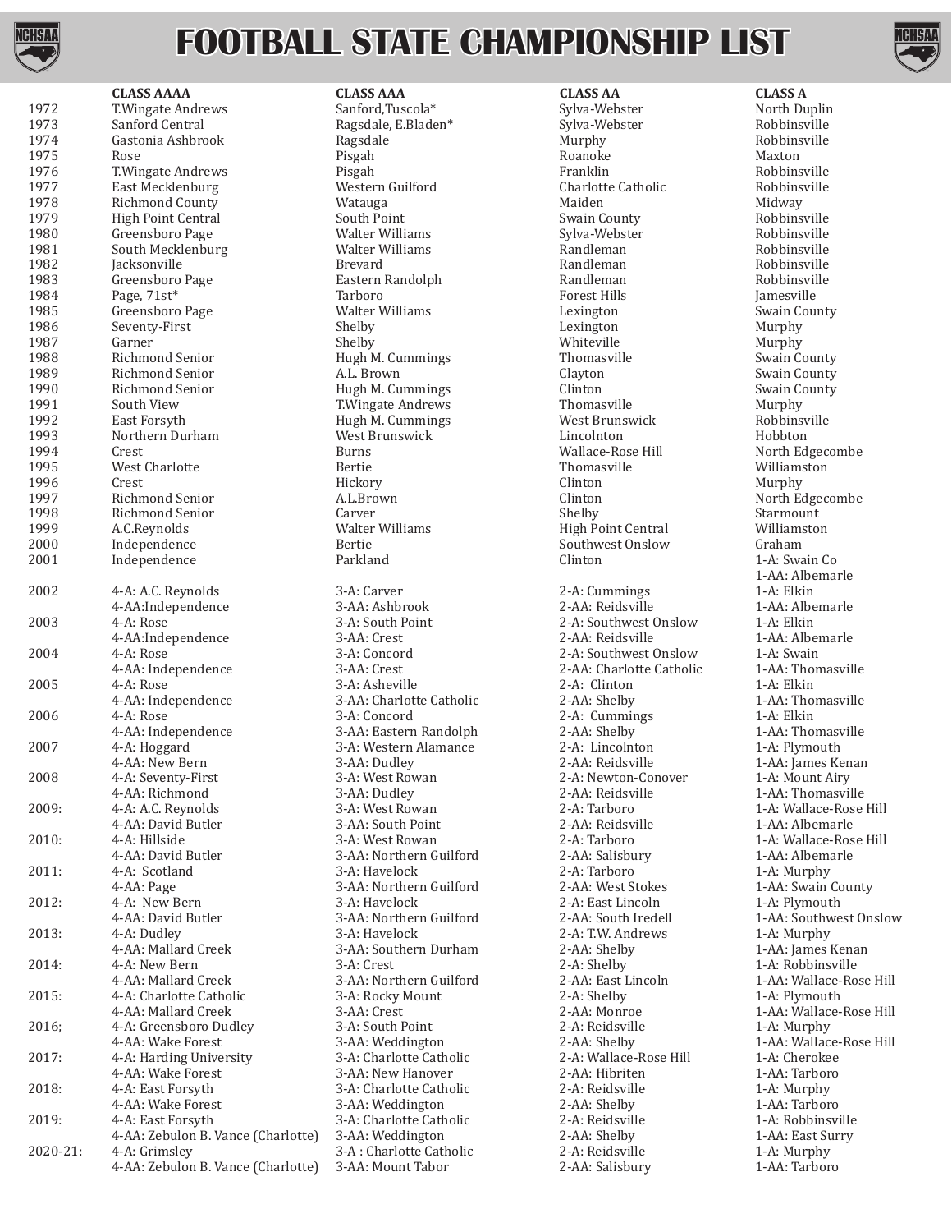# FOOTBALL STATE CHAMPIONSHIP LIST

| | CLASS AAAA | CLASS AAA | CLASS AA | CLASS A |
|---|---|---|---|---|
| 1972 | T.Wingate Andrews | Sanford,Tuscola* | Sylva-Webster | North Duplin |
| 1973 | Sanford Central | Ragsdale, E.Bladen* | Sylva-Webster | Robbinsville |
| 1974 | Gastonia Ashbrook | Ragsdale | Murphy | Robbinsville |
| 1975 | Rose | Pisgah | Roanoke | Maxton |
| 1976 | T.Wingate Andrews | Pisgah | Franklin | Robbinsville |
| 1977 | East Mecklenburg | Western Guilford | Charlotte Catholic | Robbinsville |
| 1978 | Richmond County | Watauga | Maiden | Midway |
| 1979 | High Point Central | South Point | Swain County | Robbinsville |
| 1980 | Greensboro Page | Walter Williams | Sylva-Webster | Robbinsville |
| 1981 | South Mecklenburg | Walter Williams | Randleman | Robbinsville |
| 1982 | Jacksonville | Brevard | Randleman | Robbinsville |
| 1983 | Greensboro Page | Eastern Randolph | Randleman | Robbinsville |
| 1984 | Page, 71st* | Tarboro | Forest Hills | Jamesville |
| 1985 | Greensboro Page | Walter Williams | Lexington | Swain County |
| 1986 | Seventy-First | Shelby | Lexington | Murphy |
| 1987 | Garner | Shelby | Whiteville | Murphy |
| 1988 | Richmond Senior | Hugh M. Cummings | Thomasville | Swain County |
| 1989 | Richmond Senior | A.L. Brown | Clayton | Swain County |
| 1990 | Richmond Senior | Hugh M. Cummings | Clinton | Swain County |
| 1991 | South View | T.Wingate Andrews | Thomasville | Murphy |
| 1992 | East Forsyth | Hugh M. Cummings | West Brunswick | Robbinsville |
| 1993 | Northern Durham | West Brunswick | Lincolnton | Hobbton |
| 1994 | Crest | Burns | Wallace-Rose Hill | North Edgecombe |
| 1995 | West Charlotte | Bertie | Thomasville | Williamston |
| 1996 | Crest | Hickory | Clinton | Murphy |
| 1997 | Richmond Senior | A.L.Brown | Clinton | North Edgecombe |
| 1998 | Richmond Senior | Carver | Shelby | Starmount |
| 1999 | A.C.Reynolds | Walter Williams | High Point Central | Williamston |
| 2000 | Independence | Bertie | Southwest Onslow | Graham |
| 2001 | Independence | Parkland | Clinton | 1-A: Swain Co<br>1-AA: Albemarle |
| 2002 | 4-A: A.C. Reynolds<br>4-AA:Independence | 3-A: Carver<br>3-AA: Ashbrook | 2-A: Cummings<br>2-AA: Reidsville | 1-A: Elkin<br>1-AA: Albemarle |
| 2003 | 4-A: Rose<br>4-AA:Independence | 3-A: South Point<br>3-AA: Crest | 2-A: Southwest Onslow<br>2-AA: Reidsville | 1-A: Elkin<br>1-AA: Albemarle |
| 2004 | 4-A: Rose<br>4-AA: Independence | 3-A: Concord<br>3-AA: Crest | 2-A: Southwest Onslow<br>2-AA: Charlotte Catholic | 1-A: Swain<br>1-AA: Thomasville |
| 2005 | 4-A: Rose<br>4-AA: Independence | 3-A: Asheville<br>3-AA: Charlotte Catholic | 2-A: Clinton<br>2-AA: Shelby | 1-A: Elkin<br>1-AA: Thomasville |
| 2006 | 4-A: Rose<br>4-AA: Independence | 3-A: Concord<br>3-AA: Eastern Randolph | 2-A: Cummings<br>2-AA: Shelby | 1-A: Elkin<br>1-AA: Thomasville |
| 2007 | 4-A: Hoggard<br>4-AA: New Bern | 3-A: Western Alamance<br>3-AA: Dudley | 2-A: Lincolnton<br>2-AA: Reidsville | 1-A: Plymouth<br>1-AA: James Kenan |
| 2008 | 4-A: Seventy-First<br>4-AA: Richmond | 3-A: West Rowan<br>3-AA: Dudley | 2-A: Newton-Conover<br>2-AA: Reidsville | 1-A: Mount Airy<br>1-AA: Thomasville |
| 2009: | 4-A: A.C. Reynolds<br>4-AA: David Butler | 3-A: West Rowan<br>3-AA: South Point | 2-A: Tarboro<br>2-AA: Reidsville | 1-A: Wallace-Rose Hill<br>1-AA: Albemarle |
| 2010: | 4-A: Hillside<br>4-AA: David Butler | 3-A: West Rowan<br>3-AA: Northern Guilford | 2-A: Tarboro<br>2-AA: Salisbury | 1-A: Wallace-Rose Hill<br>1-AA: Albemarle |
| 2011: | 4-A: Scotland<br>4-AA: Page | 3-A: Havelock<br>3-AA: Northern Guilford | 2-A: Tarboro<br>2-AA: West Stokes | 1-A: Murphy<br>1-AA: Swain County |
| 2012: | 4-A: New Bern<br>4-AA: David Butler | 3-A: Havelock<br>3-AA: Northern Guilford | 2-A: East Lincoln<br>2-AA: South Iredell | 1-A: Plymouth<br>1-AA: Southwest Onslow |
| 2013: | 4-A: Dudley<br>4-AA: Mallard Creek | 3-A: Havelock<br>3-AA: Southern Durham | 2-A: T.W. Andrews<br>2-AA: Shelby | 1-A: Murphy<br>1-AA: James Kenan |
| 2014: | 4-A: New Bern<br>4-AA: Mallard Creek | 3-A: Crest<br>3-AA: Northern Guilford | 2-A: Shelby<br>2-AA: East Lincoln | 1-A: Robbinsville<br>1-AA: Wallace-Rose Hill |
| 2015: | 4-A: Charlotte Catholic<br>4-AA: Mallard Creek | 3-A: Rocky Mount<br>3-AA: Crest | 2-A: Shelby<br>2-AA: Monroe | 1-A: Plymouth<br>1-AA: Wallace-Rose Hill |
| 2016; | 4-A: Greensboro Dudley<br>4-AA: Wake Forest | 3-A: South Point<br>3-AA: Weddington | 2-A: Reidsville<br>2-AA: Shelby | 1-A: Murphy<br>1-AA: Wallace-Rose Hill |
| 2017: | 4-A: Harding University<br>4-AA: Wake Forest | 3-A: Charlotte Catholic<br>3-AA: New Hanover | 2-A: Wallace-Rose Hill<br>2-AA: Hibriten | 1-A: Cherokee<br>1-AA: Tarboro |
| 2018: | 4-A: East Forsyth<br>4-AA: Wake Forest | 3-A: Charlotte Catholic<br>3-AA: Weddington | 2-A: Reidsville<br>2-AA: Shelby | 1-A: Murphy<br>1-AA: Tarboro |
| 2019: | 4-A: East Forsyth<br>4-AA: Zebulon B. Vance (Charlotte) | 3-A: Charlotte Catholic<br>3-AA: Weddington | 2-A: Reidsville<br>2-AA: Shelby | 1-A: Robbinsville<br>1-AA: East Surry |
| 2020-21: | 4-A: Grimsley<br>4-AA: Zebulon B. Vance (Charlotte) | 3-A : Charlotte Catholic<br>3-AA: Mount Tabor | 2-A: Reidsville<br>2-AA: Salisbury | 1-A: Murphy<br>1-AA: Tarboro |